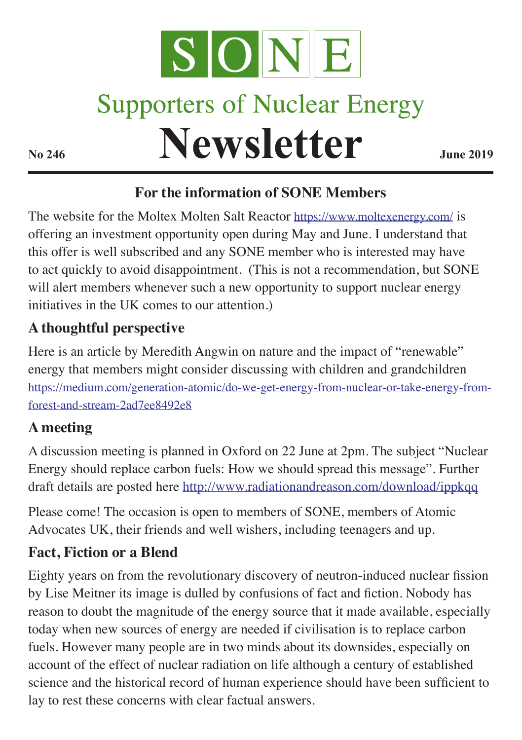# SONE

## Supporters of Nuclear Energy

# Newsletter

**No 246** **June 2019**

### For the information of SONE Members

The website for the Moltex Molten Salt Reactor https://www.moltexenergy.com/ is offering an investment opportunity open during May and June. I understand that this offer is well subscribed and any SONE member who is interested may have to act quickly to avoid disappointment. (This is not a recommendation, but SONE will alert members whenever such a new opportunity to support nuclear energy initiatives in the UK comes to our attention.)

## A thoughtful perspective

Here is an article by Meredith Angwin on nature and the impact of "renewable" energy that members might consider discussing with children and grandchildren https://medium.com/generation-atomic/do-we-get-energy-from-nuclear-or-take-energy-from-forest-and-stream-2ad7ee8492e8

## A meeting

A discussion meeting is planned in Oxford on 22 June at 2pm. The subject "Nuclear Energy should replace carbon fuels: How we should spread this message". Further draft details are posted here http://www.radiationandreason.com/download/ippkqq

Please come! The occasion is open to members of SONE, members of Atomic Advocates UK, their friends and well wishers, including teenagers and up.

## Fact, Fiction or a Blend

Eighty years on from the revolutionary discovery of neutron-induced nuclear fission by Lise Meitner its image is dulled by confusions of fact and fiction. Nobody has reason to doubt the magnitude of the energy source that it made available, especially today when new sources of energy are needed if civilisation is to replace carbon fuels. However many people are in two minds about its downsides, especially on account of the effect of nuclear radiation on life although a century of established science and the historical record of human experience should have been sufficient to lay to rest these concerns with clear factual answers.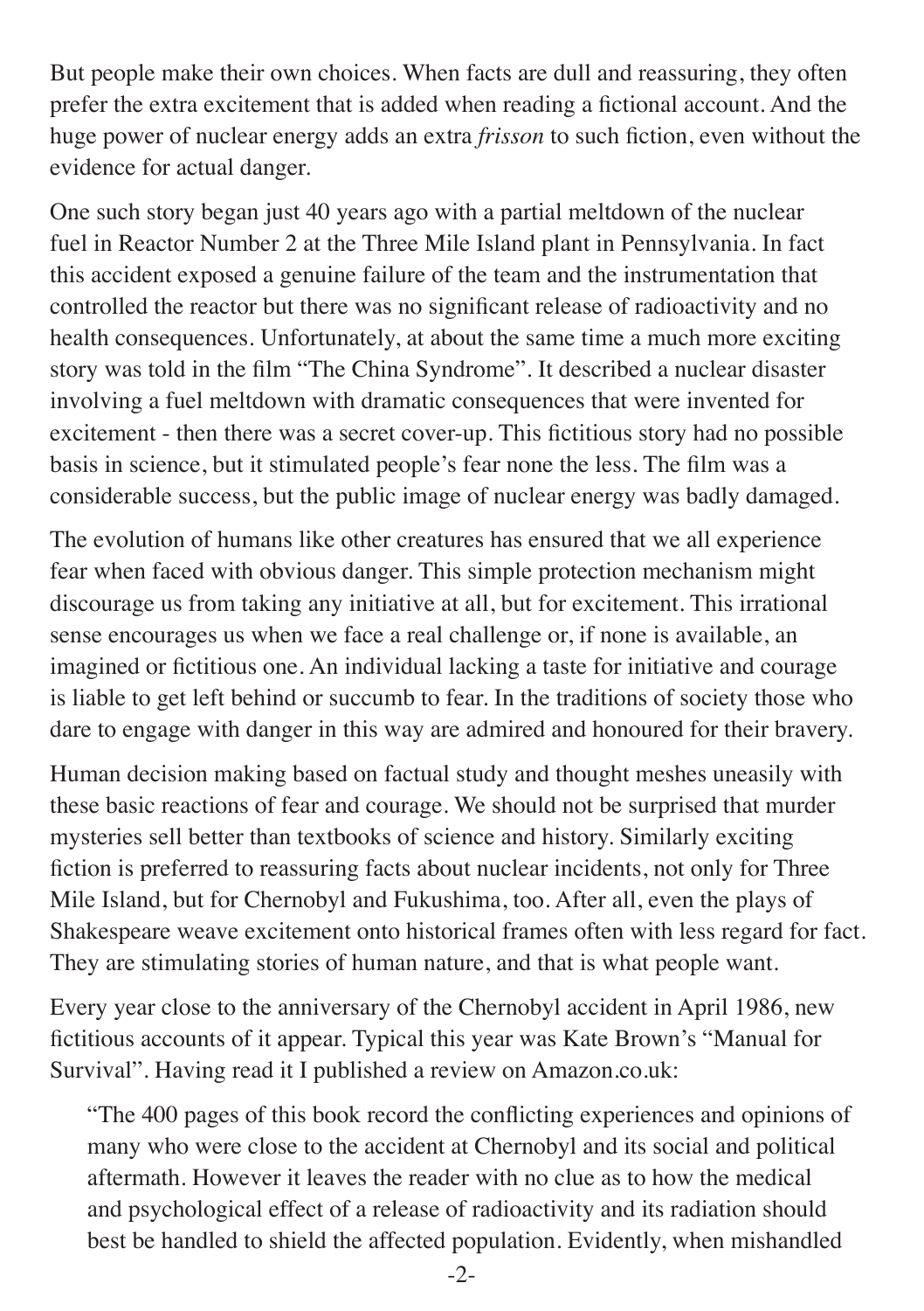But people make their own choices. When facts are dull and reassuring, they often prefer the extra excitement that is added when reading a fictional account. And the huge power of nuclear energy adds an extra *frisson* to such fiction, even without the evidence for actual danger.

One such story began just 40 years ago with a partial meltdown of the nuclear fuel in Reactor Number 2 at the Three Mile Island plant in Pennsylvania. In fact this accident exposed a genuine failure of the team and the instrumentation that controlled the reactor but there was no significant release of radioactivity and no health consequences. Unfortunately, at about the same time a much more exciting story was told in the film "The China Syndrome". It described a nuclear disaster involving a fuel meltdown with dramatic consequences that were invented for excitement - then there was a secret cover-up. This fictitious story had no possible basis in science, but it stimulated people's fear none the less. The film was a considerable success, but the public image of nuclear energy was badly damaged.

The evolution of humans like other creatures has ensured that we all experience fear when faced with obvious danger. This simple protection mechanism might discourage us from taking any initiative at all, but for excitement. This irrational sense encourages us when we face a real challenge or, if none is available, an imagined or fictitious one. An individual lacking a taste for initiative and courage is liable to get left behind or succumb to fear. In the traditions of society those who dare to engage with danger in this way are admired and honoured for their bravery.

Human decision making based on factual study and thought meshes uneasily with these basic reactions of fear and courage. We should not be surprised that murder mysteries sell better than textbooks of science and history. Similarly exciting fiction is preferred to reassuring facts about nuclear incidents, not only for Three Mile Island, but for Chernobyl and Fukushima, too. After all, even the plays of Shakespeare weave excitement onto historical frames often with less regard for fact. They are stimulating stories of human nature, and that is what people want.

Every year close to the anniversary of the Chernobyl accident in April 1986, new fictitious accounts of it appear. Typical this year was Kate Brown's "Manual for Survival". Having read it I published a review on Amazon.co.uk:

> "The 400 pages of this book record the conflicting experiences and opinions of many who were close to the accident at Chernobyl and its social and political aftermath. However it leaves the reader with no clue as to how the medical and psychological effect of a release of radioactivity and its radiation should best be handled to shield the affected population. Evidently, when mishandled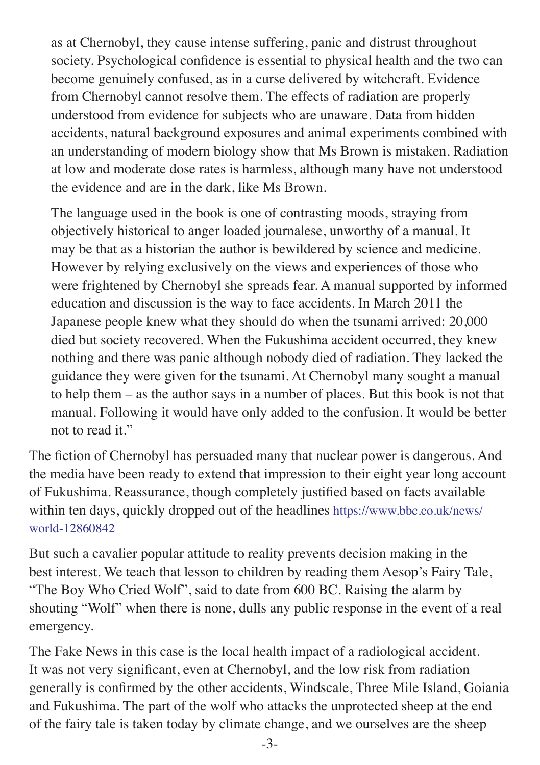as at Chernobyl, they cause intense suffering, panic and distrust throughout society. Psychological confidence is essential to physical health and the two can become genuinely confused, as in a curse delivered by witchcraft. Evidence from Chernobyl cannot resolve them. The effects of radiation are properly understood from evidence for subjects who are unaware. Data from hidden accidents, natural background exposures and animal experiments combined with an understanding of modern biology show that Ms Brown is mistaken. Radiation at low and moderate dose rates is harmless, although many have not understood the evidence and are in the dark, like Ms Brown.

> The language used in the book is one of contrasting moods, straying from objectively historical to anger loaded journalese, unworthy of a manual. It may be that as a historian the author is bewildered by science and medicine. However by relying exclusively on the views and experiences of those who were frightened by Chernobyl she spreads fear. A manual supported by informed education and discussion is the way to face accidents. In March 2011 the Japanese people knew what they should do when the tsunami arrived: 20,000 died but society recovered. When the Fukushima accident occurred, they knew nothing and there was panic although nobody died of radiation. They lacked the guidance they were given for the tsunami. At Chernobyl many sought a manual to help them – as the author says in a number of places. But this book is not that manual. Following it would have only added to the confusion. It would be better not to read it."

The fiction of Chernobyl has persuaded many that nuclear power is dangerous. And the media have been ready to extend that impression to their eight year long account of Fukushima. Reassurance, though completely justified based on facts available within ten days, quickly dropped out of the headlines https://www.bbc.co.uk/news/world-12860842

But such a cavalier popular attitude to reality prevents decision making in the best interest. We teach that lesson to children by reading them Aesop's Fairy Tale, "The Boy Who Cried Wolf", said to date from 600 BC. Raising the alarm by shouting "Wolf" when there is none, dulls any public response in the event of a real emergency.

The Fake News in this case is the local health impact of a radiological accident. It was not very significant, even at Chernobyl, and the low risk from radiation generally is confirmed by the other accidents, Windscale, Three Mile Island, Goiania and Fukushima. The part of the wolf who attacks the unprotected sheep at the end of the fairy tale is taken today by climate change, and we ourselves are the sheep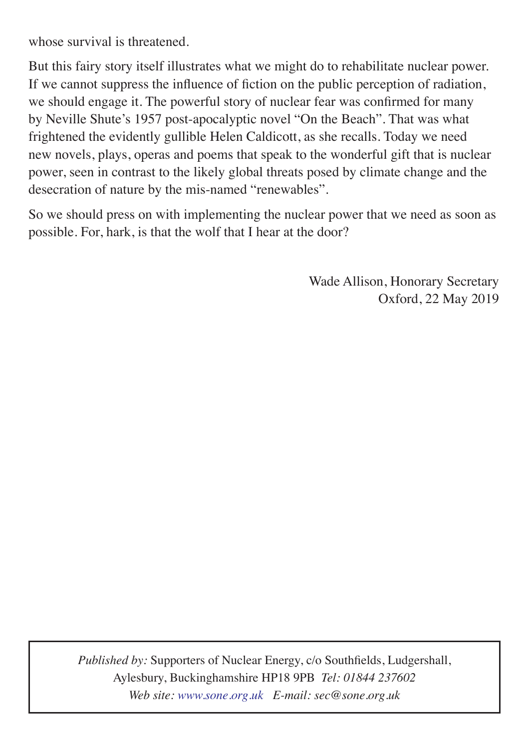whose survival is threatened.

But this fairy story itself illustrates what we might do to rehabilitate nuclear power. If we cannot suppress the influence of fiction on the public perception of radiation, we should engage it. The powerful story of nuclear fear was confirmed for many by Neville Shute's 1957 post-apocalyptic novel "On the Beach". That was what frightened the evidently gullible Helen Caldicott, as she recalls. Today we need new novels, plays, operas and poems that speak to the wonderful gift that is nuclear power, seen in contrast to the likely global threats posed by climate change and the desecration of nature by the mis-named "renewables".

So we should press on with implementing the nuclear power that we need as soon as possible. For, hark, is that the wolf that I hear at the door?

Wade Allison, Honorary Secretary
Oxford, 22 May 2019

*Published by:* Supporters of Nuclear Energy, c/o Southfields, Ludgershall, Aylesbury, Buckinghamshire HP18 9PB *Tel: 01844 237602*
*Web site: www.sone.org.uk E-mail: sec@sone.org.uk*